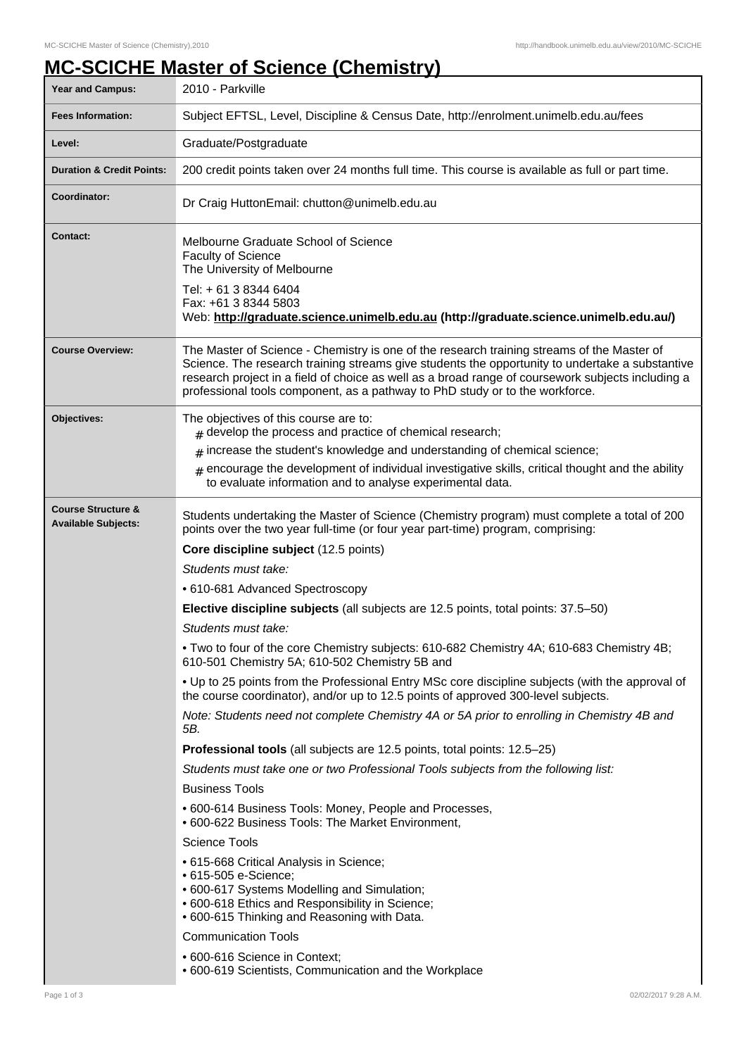# MC-SCICHE Master of Science (Chemistry)

| | |
|---|---|
| **Year and Campus:** | 2010 - Parkville |
| **Fees Information:** | Subject EFTSL, Level, Discipline & Census Date, http://enrolment.unimelb.edu.au/fees |
| **Level:** | Graduate/Postgraduate |
| **Duration & Credit Points:** | 200 credit points taken over 24 months full time. This course is available as full or part time. |
| **Coordinator:** | Dr Craig HuttonEmail: chutton@unimelb.edu.au |
| **Contact:** | Melbourne Graduate School of Science<br>Faculty of Science<br>The University of Melbourne<br>Tel: + 61 3 8344 6404<br>Fax: +61 3 8344 5803<br>Web: **http://graduate.science.unimelb.edu.au (http://graduate.science.unimelb.edu.au/)** |
| **Course Overview:** | The Master of Science - Chemistry is one of the research training streams of the Master of Science. The research training streams give students the opportunity to undertake a substantive research project in a field of choice as well as a broad range of coursework subjects including a professional tools component, as a pathway to PhD study or to the workforce. |
| **Objectives:** | The objectives of this course are to:<br># develop the process and practice of chemical research;<br># increase the student's knowledge and understanding of chemical science;<br># encourage the development of individual investigative skills, critical thought and the ability to evaluate information and to analyse experimental data. |
| **Course Structure & Available Subjects:** | Students undertaking the Master of Science (Chemistry program) must complete a total of 200 points over the two year full-time (or four year part-time) program, comprising:<br>**Core discipline subject** (12.5 points)<br>*Students must take:*<br>• 610-681 Advanced Spectroscopy<br>**Elective discipline subjects** (all subjects are 12.5 points, total points: 37.5–50)<br>*Students must take:*<br>• Two to four of the core Chemistry subjects: 610-682 Chemistry 4A; 610-683 Chemistry 4B; 610-501 Chemistry 5A; 610-502 Chemistry 5B and<br>• Up to 25 points from the Professional Entry MSc core discipline subjects (with the approval of the course coordinator), and/or up to 12.5 points of approved 300-level subjects.<br>*Note: Students need not complete Chemistry 4A or 5A prior to enrolling in Chemistry 4B and 5B.*<br>**Professional tools** (all subjects are 12.5 points, total points: 12.5–25)<br>*Students must take one or two Professional Tools subjects from the following list:*<br>Business Tools<br>• 600-614 Business Tools: Money, People and Processes,<br>• 600-622 Business Tools: The Market Environment,<br>Science Tools<br>• 615-668 Critical Analysis in Science;<br>• 615-505 e-Science;<br>• 600-617 Systems Modelling and Simulation;<br>• 600-618 Ethics and Responsibility in Science;<br>• 600-615 Thinking and Reasoning with Data.<br>Communication Tools<br>• 600-616 Science in Context;<br>• 600-619 Scientists, Communication and the Workplace |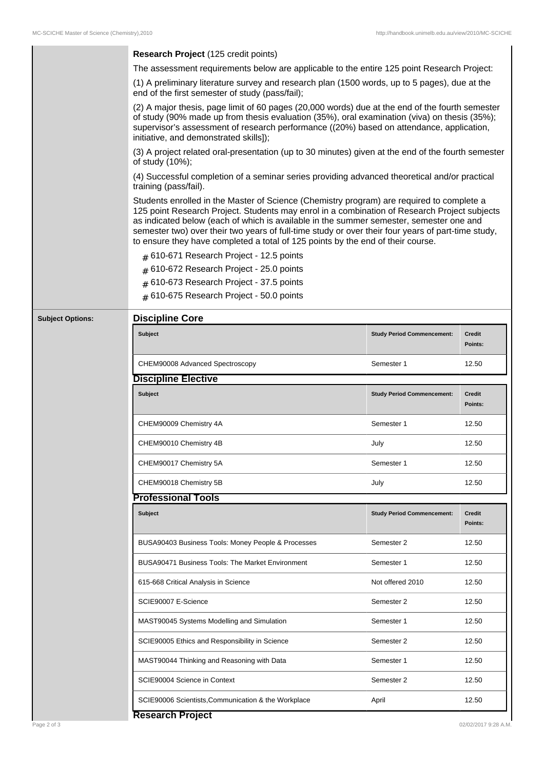**Research Project** (125 credit points)

The assessment requirements below are applicable to the entire 125 point Research Project:

(1) A preliminary literature survey and research plan (1500 words, up to 5 pages), due at the end of the first semester of study (pass/fail);

(2) A major thesis, page limit of 60 pages (20,000 words) due at the end of the fourth semester of study (90% made up from thesis evaluation (35%), oral examination (viva) on thesis (35%); supervisor's assessment of research performance ((20%) based on attendance, application, initiative, and demonstrated skills]);

(3) A project related oral-presentation (up to 30 minutes) given at the end of the fourth semester of study (10%);

(4) Successful completion of a seminar series providing advanced theoretical and/or practical training (pass/fail).

Students enrolled in the Master of Science (Chemistry program) are required to complete a 125 point Research Project. Students may enrol in a combination of Research Project subjects as indicated below (each of which is available in the summer semester, semester one and semester two) over their two years of full-time study or over their four years of part-time study, to ensure they have completed a total of 125 points by the end of their course.

- 610-671 Research Project - 12.5 points
- 610-672 Research Project - 25.0 points
- 610-673 Research Project - 37.5 points
- 610-675 Research Project - 50.0 points

**Subject Options:**

### Discipline Core

| Subject | Study Period Commencement: | Credit Points: |
|---|---|---|
| CHEM90008 Advanced Spectroscopy | Semester 1 | 12.50 |

### Discipline Elective

| Subject | Study Period Commencement: | Credit Points: |
|---|---|---|
| CHEM90009 Chemistry 4A | Semester 1 | 12.50 |
| CHEM90010 Chemistry 4B | July | 12.50 |
| CHEM90017 Chemistry 5A | Semester 1 | 12.50 |
| CHEM90018 Chemistry 5B | July | 12.50 |

### Professional Tools

| Subject | Study Period Commencement: | Credit Points: |
|---|---|---|
| BUSA90403 Business Tools: Money People & Processes | Semester 2 | 12.50 |
| BUSA90471 Business Tools: The Market Environment | Semester 1 | 12.50 |
| 615-668 Critical Analysis in Science | Not offered 2010 | 12.50 |
| SCIE90007 E-Science | Semester 2 | 12.50 |
| MAST90045 Systems Modelling and Simulation | Semester 1 | 12.50 |
| SCIE90005 Ethics and Responsibility in Science | Semester 2 | 12.50 |
| MAST90044 Thinking and Reasoning with Data | Semester 1 | 12.50 |
| SCIE90004 Science in Context | Semester 2 | 12.50 |
| SCIE90006 Scientists,Communication & the Workplace | April | 12.50 |

### Research Project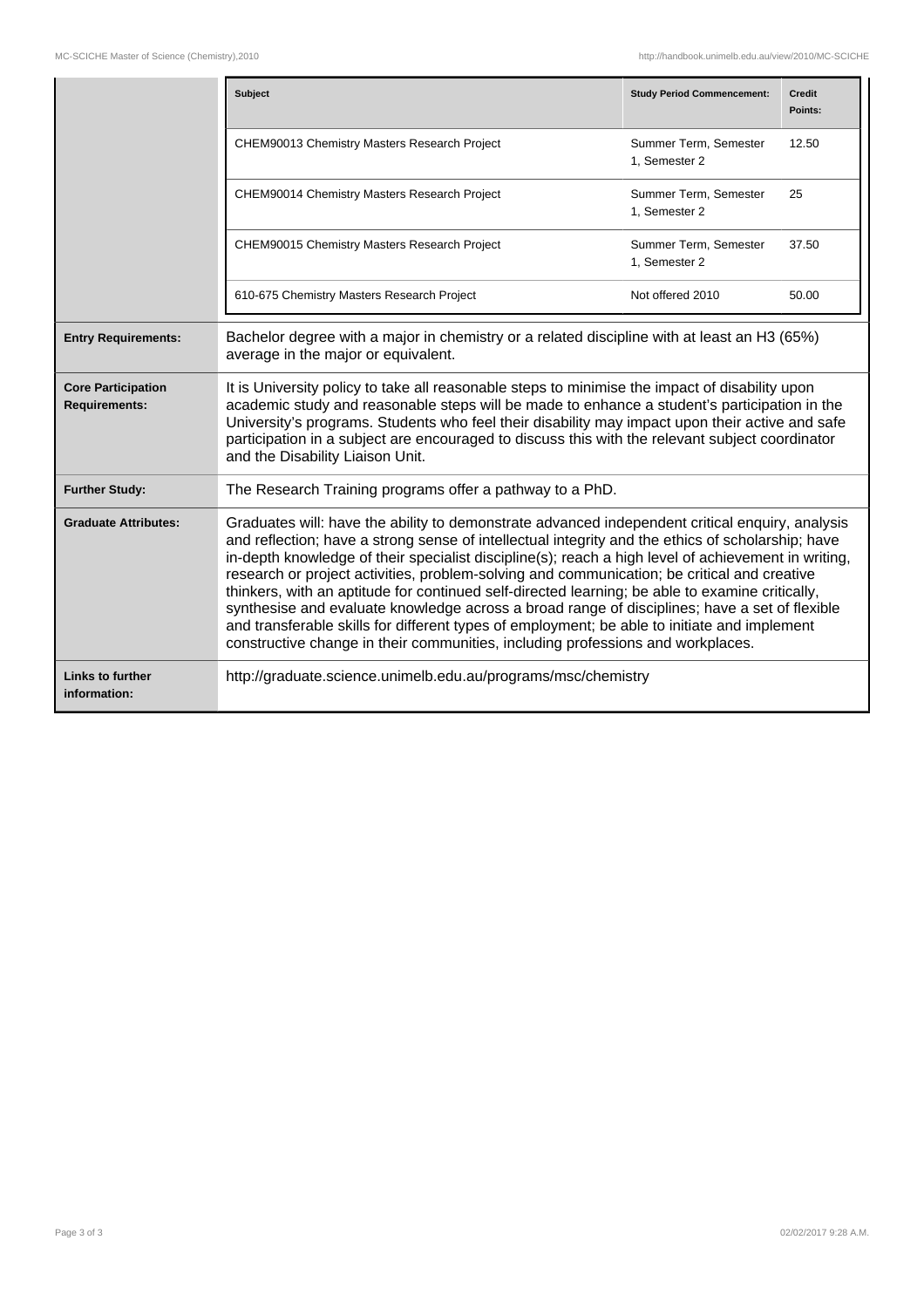| Subject | Study Period Commencement: | Credit Points: |
| --- | --- | --- |
| CHEM90013 Chemistry Masters Research Project | Summer Term, Semester 1, Semester 2 | 12.50 |
| CHEM90014 Chemistry Masters Research Project | Summer Term, Semester 1, Semester 2 | 25 |
| CHEM90015 Chemistry Masters Research Project | Summer Term, Semester 1, Semester 2 | 37.50 |
| 610-675 Chemistry Masters Research Project | Not offered 2010 | 50.00 |

| | |
| --- | --- |
| **Entry Requirements:** | Bachelor degree with a major in chemistry or a related discipline with at least an H3 (65%) average in the major or equivalent. |
| **Core Participation Requirements:** | It is University policy to take all reasonable steps to minimise the impact of disability upon academic study and reasonable steps will be made to enhance a student's participation in the University's programs. Students who feel their disability may impact upon their active and safe participation in a subject are encouraged to discuss this with the relevant subject coordinator and the Disability Liaison Unit. |
| **Further Study:** | The Research Training programs offer a pathway to a PhD. |
| **Graduate Attributes:** | Graduates will: have the ability to demonstrate advanced independent critical enquiry, analysis and reflection; have a strong sense of intellectual integrity and the ethics of scholarship; have in-depth knowledge of their specialist discipline(s); reach a high level of achievement in writing, research or project activities, problem-solving and communication; be critical and creative thinkers, with an aptitude for continued self-directed learning; be able to examine critically, synthesise and evaluate knowledge across a broad range of disciplines; have a set of flexible and transferable skills for different types of employment; be able to initiate and implement constructive change in their communities, including professions and workplaces. |
| **Links to further information:** | http://graduate.science.unimelb.edu.au/programs/msc/chemistry |